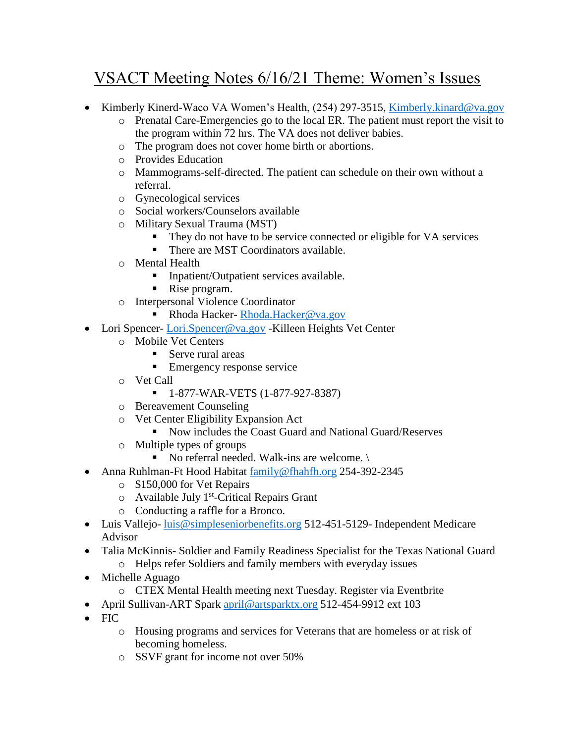# VSACT Meeting Notes 6/16/21 Theme: Women's Issues

- Kimberly Kinerd-Waco VA Women's Health, (254) 297-3515, Kimberly.kinard@va.gov
  - Prenatal Care-Emergencies go to the local ER. The patient must report the visit to the program within 72 hrs. The VA does not deliver babies.
  - The program does not cover home birth or abortions.
  - Provides Education
  - Mammograms-self-directed. The patient can schedule on their own without a referral.
  - Gynecological services
  - Social workers/Counselors available
  - Military Sexual Trauma (MST)
    - They do not have to be service connected or eligible for VA services
    - There are MST Coordinators available.
  - Mental Health
    - Inpatient/Outpatient services available.
    - Rise program.
  - Interpersonal Violence Coordinator
    - Rhoda Hacker- Rhoda.Hacker@va.gov
- Lori Spencer- Lori.Spencer@va.gov -Killeen Heights Vet Center
  - Mobile Vet Centers
    - Serve rural areas
    - Emergency response service
  - Vet Call
    - 1-877-WAR-VETS (1-877-927-8387)
  - Bereavement Counseling
  - Vet Center Eligibility Expansion Act
    - Now includes the Coast Guard and National Guard/Reserves
  - Multiple types of groups
    - No referral needed. Walk-ins are welcome. \
- Anna Ruhlman-Ft Hood Habitat family@fhahfh.org 254-392-2345
  - $150,000 for Vet Repairs
  - Available July 1st-Critical Repairs Grant
  - Conducting a raffle for a Bronco.
- Luis Vallejo- luis@simpleseniorbenefits.org 512-451-5129- Independent Medicare Advisor
- Talia McKinnis- Soldier and Family Readiness Specialist for the Texas National Guard
  - Helps refer Soldiers and family members with everyday issues
- Michelle Aguago
  - CTEX Mental Health meeting next Tuesday. Register via Eventbrite
- April Sullivan-ART Spark april@artsparktx.org 512-454-9912 ext 103
- FIC
  - Housing programs and services for Veterans that are homeless or at risk of becoming homeless.
  - SSVF grant for income not over 50%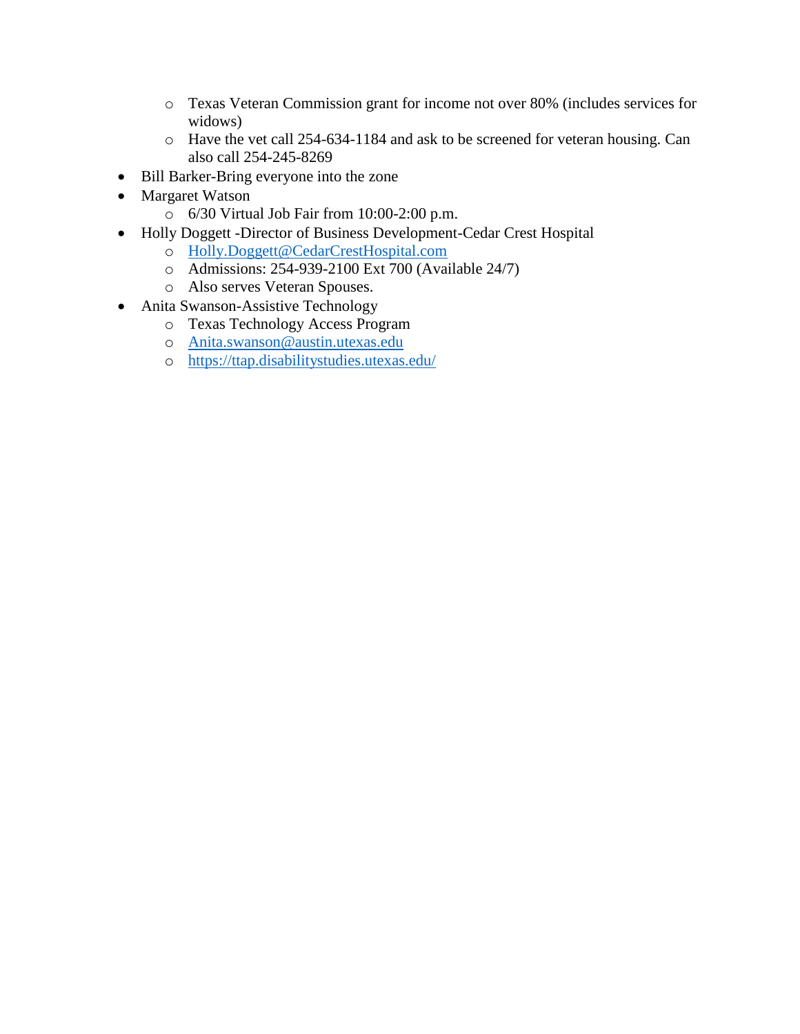- Texas Veteran Commission grant for income not over 80% (includes services for widows)
  - Have the vet call 254-634-1184 and ask to be screened for veteran housing. Can also call 254-245-8269
- Bill Barker-Bring everyone into the zone
- Margaret Watson
  - 6/30 Virtual Job Fair from 10:00-2:00 p.m.
- Holly Doggett -Director of Business Development-Cedar Crest Hospital
  - [Holly.Doggett@CedarCrestHospital.com](mailto:Holly.Doggett@CedarCrestHospital.com)
  - Admissions: 254-939-2100 Ext 700 (Available 24/7)
  - Also serves Veteran Spouses.
- Anita Swanson-Assistive Technology
  - Texas Technology Access Program
  - [Anita.swanson@austin.utexas.edu](mailto:Anita.swanson@austin.utexas.edu)
  - [https://ttap.disabilitystudies.utexas.edu/](https://ttap.disabilitystudies.utexas.edu/)